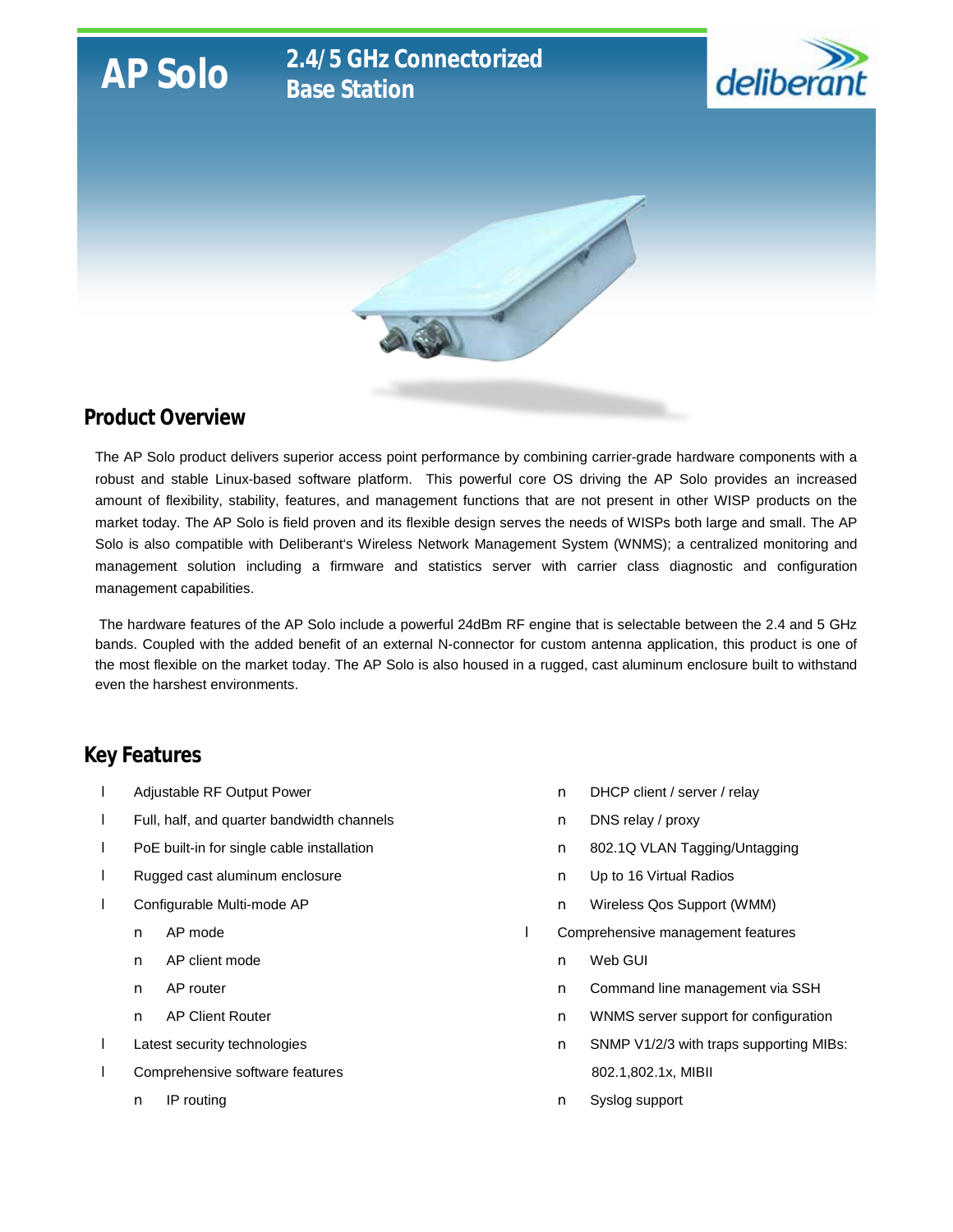# AP Solo

## 2.4/5 GHz Connectorized Base Station

deliberant

## Product Overview

The AP Solo product delivers superior access point performance by combining carrier-grade hardware components with a robust and stable Linux-based software platform. This powerful core OS driving the AP Solo provides an increased amount of flexibility, stability, features, and management functions that are not present in other WISP products on the market today. The AP Solo is field proven and its flexible design serves the needs of WISPs both large and small. The AP Solo is also compatible with Deliberant's Wireless Network Management System (WNMS); a centralized monitoring and management solution including a firmware and statistics server with carrier class diagnostic and configuration management capabilities.

The hardware features of the AP Solo include a powerful 24dBm RF engine that is selectable between the 2.4 and 5 GHz bands. Coupled with the added benefit of an external N-connector for custom antenna application, this product is one of the most flexible on the market today. The AP Solo is also housed in a rugged, cast aluminum enclosure built to withstand even the harshest environments.

## Key Features

- Adjustable RF Output Power
- Full, half, and quarter bandwidth channels
- PoE built-in for single cable installation
- Rugged cast aluminum enclosure
- Configurable Multi-mode AP
  - AP mode
  - AP client mode
  - AP router
  - AP Client Router
- Latest security technologies
- Comprehensive software features
  - IP routing
  - DHCP client / server / relay
  - DNS relay / proxy
  - 802.1Q VLAN Tagging/Untagging
  - Up to 16 Virtual Radios
  - Wireless Qos Support (WMM)
- Comprehensive management features
  - Web GUI
  - Command line management via SSH
  - WNMS server support for configuration
  - SNMP V1/2/3 with traps supporting MIBs: 802.1,802.1x, MIBII
  - Syslog support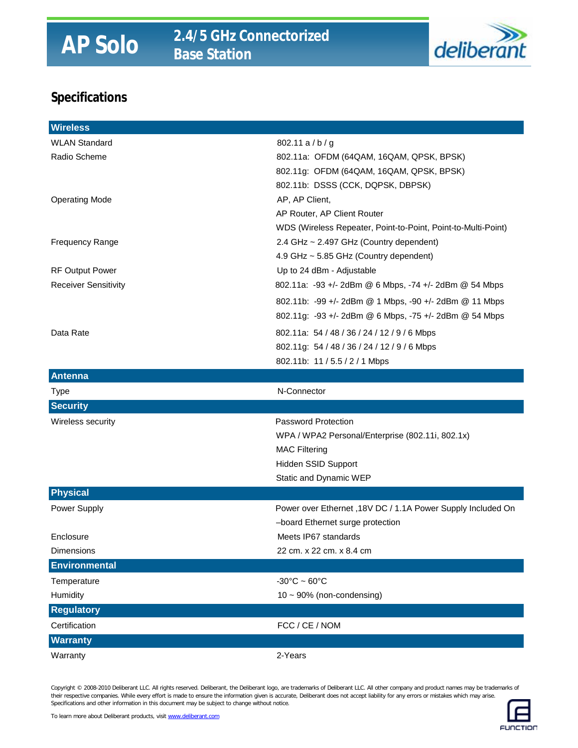# AP Solo

## 2.4/5 GHz Connectorized Base Station

deliberant

## Specifications

| | |
|---|---|
| **Wireless** | |
| WLAN Standard | 802.11 a / b / g |
| Radio Scheme | 802.11a: OFDM (64QAM, 16QAM, QPSK, BPSK) |
| | 802.11g: OFDM (64QAM, 16QAM, QPSK, BPSK) |
| | 802.11b: DSSS (CCK, DQPSK, DBPSK) |
| Operating Mode | AP, AP Client, |
| | AP Router, AP Client Router |
| | WDS (Wireless Repeater, Point-to-Point, Point-to-Multi-Point) |
| Frequency Range | 2.4 GHz ~ 2.497 GHz (Country dependent) |
| | 4.9 GHz ~ 5.85 GHz (Country dependent) |
| RF Output Power | Up to 24 dBm - Adjustable |
| Receiver Sensitivity | 802.11a: -93 +/- 2dBm @ 6 Mbps, -74 +/- 2dBm @ 54 Mbps |
| | 802.11b: -99 +/- 2dBm @ 1 Mbps, -90 +/- 2dBm @ 11 Mbps |
| | 802.11g: -93 +/- 2dBm @ 6 Mbps, -75 +/- 2dBm @ 54 Mbps |
| Data Rate | 802.11a: 54 / 48 / 36 / 24 / 12 / 9 / 6 Mbps |
| | 802.11g: 54 / 48 / 36 / 24 / 12 / 9 / 6 Mbps |
| | 802.11b: 11 / 5.5 / 2 / 1 Mbps |
| **Antenna** | |
| Type | N-Connector |
| **Security** | |
| Wireless security | Password Protection |
| | WPA / WPA2 Personal/Enterprise (802.11i, 802.1x) |
| | MAC Filtering |
| | Hidden SSID Support |
| | Static and Dynamic WEP |
| **Physical** | |
| Power Supply | Power over Ethernet ,18V DC / 1.1A Power Supply Included On |
| | –board Ethernet surge protection |
| Enclosure | Meets IP67 standards |
| Dimensions | 22 cm. x 22 cm. x 8.4 cm |
| **Environmental** | |
| Temperature | -30°C ~ 60°C |
| Humidity | 10 ~ 90% (non-condensing) |
| **Regulatory** | |
| Certification | FCC / CE / NOM |
| **Warranty** | |
| Warranty | 2-Years |

Copyright © 2008-2010 Deliberant LLC. All rights reserved. Deliberant, the Deliberant logo, are trademarks of Deliberant LLC. All other company and product names may be trademarks of their respective companies. While every effort is made to ensure the information given is accurate, Deliberant does not accept liability for any errors or mistakes which may arise. Specifications and other information in this document may be subject to change without notice.

To learn more about Deliberant products, visit www.deliberant.com

FUNCTION